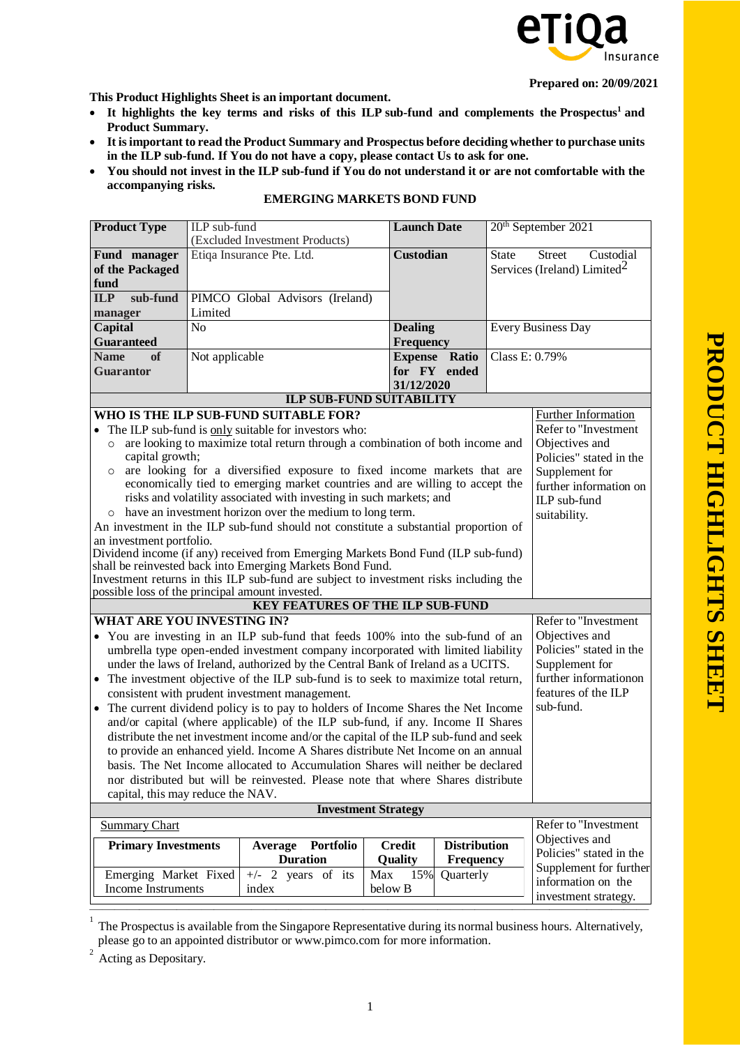Prepared on: 20/09/2021

**This Product Highlights Sheet is an important document.**

- **It highlights the key terms and risks of this ILP sub-fund and complements the Prospectus[1] and Product Summary.**
- **It is important to read the Product Summary and Prospectus before deciding whether to purchase units in the ILP sub-fund. If You do not have a copy, please contact Us to ask for one.**
- **You should not invest in the ILP sub-fund if You do not understand it or are not comfortable with the accompanying risks.**

## EMERGING MARKETS BOND FUND

| **Product Type** | ILP sub-fund (Excluded Investment Products) | **Launch Date** | 20th September 2021 |
|---|---|---|---|
| **Fund manager of the Packaged fund** | Etiqa Insurance Pte. Ltd. | **Custodian** | State Street Custodial Services (Ireland) Limited[2] |
| **ILP sub-fund manager** | PIMCO Global Advisors (Ireland) Limited | | |
| **Capital Guaranteed** | No | **Dealing Frequency** | Every Business Day |
| **Name of Guarantor** | Not applicable | **Expense Ratio for FY ended 31/12/2020** | Class E: 0.79% |

### ILP SUB-FUND SUITABILITY

**WHO IS THE ILP SUB-FUND SUITABLE FOR?**

- The ILP sub-fund is only suitable for investors who:
  - are looking to maximize total return through a combination of both income and capital growth;
  - are looking for a diversified exposure to fixed income markets that are economically tied to emerging market countries and are willing to accept the risks and volatility associated with investing in such markets; and
  - have an investment horizon over the medium to long term.

An investment in the ILP sub-fund should not constitute a substantial proportion of an investment portfolio.

Dividend income (if any) received from Emerging Markets Bond Fund (ILP sub-fund) shall be reinvested back into Emerging Markets Bond Fund.

Investment returns in this ILP sub-fund are subject to investment risks including the possible loss of the principal amount invested.

*Further Information:* Refer to "Investment Objectives and Policies" stated in the Supplement for further information on ILP sub-fund suitability.

### KEY FEATURES OF THE ILP SUB-FUND

**WHAT ARE YOU INVESTING IN?**

- You are investing in an ILP sub-fund that feeds 100% into the sub-fund of an umbrella type open-ended investment company incorporated with limited liability under the laws of Ireland, authorized by the Central Bank of Ireland as a UCITS.
- The investment objective of the ILP sub-fund is to seek to maximize total return, consistent with prudent investment management.
- The current dividend policy is to pay to holders of Income Shares the Net Income and/or capital (where applicable) of the ILP sub-fund, if any. Income II Shares distribute the net investment income and/or the capital of the ILP sub-fund and seek to provide an enhanced yield. Income A Shares distribute Net Income on an annual basis. The Net Income allocated to Accumulation Shares will neither be declared nor distributed but will be reinvested. Please note that where Shares distribute capital, this may reduce the NAV.

Refer to "Investment Objectives and Policies" stated in the Supplement for further informationon features of the ILP sub-fund.

### Investment Strategy

Summary Chart

| Primary Investments | Average Portfolio Duration | Credit Quality | Distribution Frequency |
|---|---|---|---|
| Emerging Market Fixed Income Instruments | +/- 2 years of its index | Max 15% below B | Quarterly |

Refer to "Investment Objectives and Policies" stated in the Supplement for further information on the investment strategy.

---

[1] The Prospectus is available from the Singapore Representative during its normal business hours. Alternatively, please go to an appointed distributor or www.pimco.com for more information.

[2] Acting as Depositary.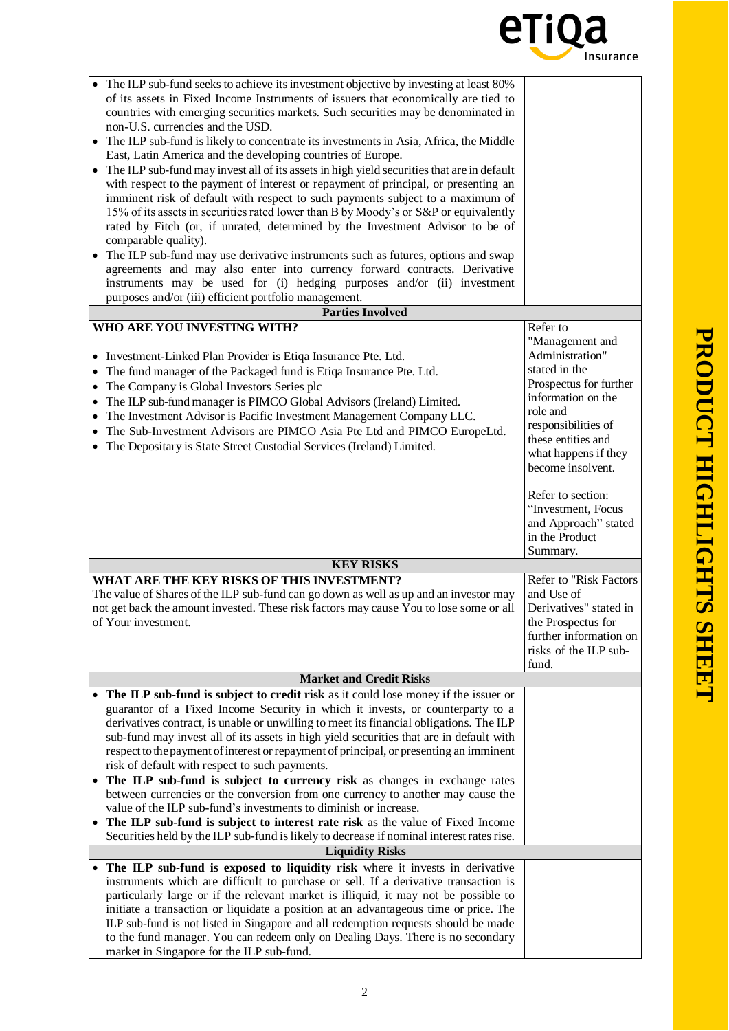| | |
|---|---|
| • The ILP sub-fund seeks to achieve its investment objective by investing at least 80% of its assets in Fixed Income Instruments of issuers that economically are tied to countries with emerging securities markets. Such securities may be denominated in non-U.S. currencies and the USD.<br>• The ILP sub-fund is likely to concentrate its investments in Asia, Africa, the Middle East, Latin America and the developing countries of Europe.<br>• The ILP sub-fund may invest all of its assets in high yield securities that are in default with respect to the payment of interest or repayment of principal, or presenting an imminent risk of default with respect to such payments subject to a maximum of 15% of its assets in securities rated lower than B by Moody's or S&P or equivalently rated by Fitch (or, if unrated, determined by the Investment Advisor to be of comparable quality).<br>• The ILP sub-fund may use derivative instruments such as futures, options and swap agreements and may also enter into currency forward contracts. Derivative instruments may be used for (i) hedging purposes and/or (ii) investment purposes and/or (iii) efficient portfolio management. | |
| **Parties Involved** | |
| **WHO ARE YOU INVESTING WITH?**<br><br>• Investment-Linked Plan Provider is Etiqa Insurance Pte. Ltd.<br>• The fund manager of the Packaged fund is Etiqa Insurance Pte. Ltd.<br>• The Company is Global Investors Series plc<br>• The ILP sub-fund manager is PIMCO Global Advisors (Ireland) Limited.<br>• The Investment Advisor is Pacific Investment Management Company LLC.<br>• The Sub-Investment Advisors are PIMCO Asia Pte Ltd and PIMCO EuropeLtd.<br>• The Depositary is State Street Custodial Services (Ireland) Limited. | Refer to "Management and Administration" stated in the Prospectus for further information on the role and responsibilities of these entities and what happens if they become insolvent.<br><br>Refer to section: "Investment, Focus and Approach" stated in the Product Summary. |
| **KEY RISKS** | |
| **WHAT ARE THE KEY RISKS OF THIS INVESTMENT?**<br>The value of Shares of the ILP sub-fund can go down as well as up and an investor may not get back the amount invested. These risk factors may cause You to lose some or all of Your investment. | Refer to "Risk Factors and Use of Derivatives" stated in the Prospectus for further information on risks of the ILP sub-fund. |
| **Market and Credit Risks** | |
| • **The ILP sub-fund is subject to credit risk** as it could lose money if the issuer or guarantor of a Fixed Income Security in which it invests, or counterparty to a derivatives contract, is unable or unwilling to meet its financial obligations. The ILP sub-fund may invest all of its assets in high yield securities that are in default with respect to the payment of interest or repayment of principal, or presenting an imminent risk of default with respect to such payments.<br>• **The ILP sub-fund is subject to currency risk** as changes in exchange rates between currencies or the conversion from one currency to another may cause the value of the ILP sub-fund's investments to diminish or increase.<br>• **The ILP sub-fund is subject to interest rate risk** as the value of Fixed Income Securities held by the ILP sub-fund is likely to decrease if nominal interest rates rise. | |
| **Liquidity Risks** | |
| • **The ILP sub-fund is exposed to liquidity risk** where it invests in derivative instruments which are difficult to purchase or sell. If a derivative transaction is particularly large or if the relevant market is illiquid, it may not be possible to initiate a transaction or liquidate a position at an advantageous time or price. The ILP sub-fund is not listed in Singapore and all redemption requests should be made to the fund manager. You can redeem only on Dealing Days. There is no secondary market in Singapore for the ILP sub-fund. | |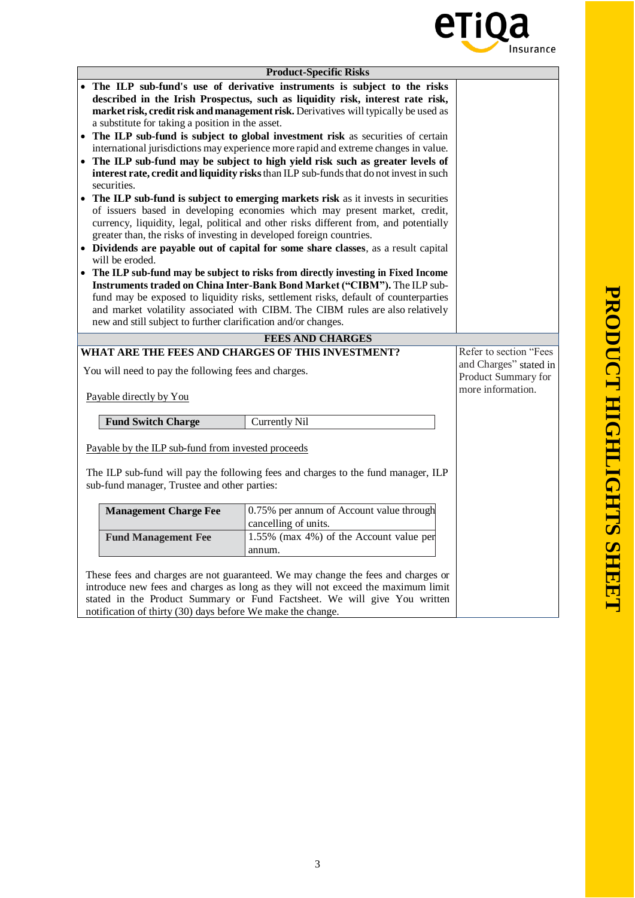## Product-Specific Risks

- **The ILP sub-fund's use of derivative instruments is subject to the risks described in the Irish Prospectus, such as liquidity risk, interest rate risk, market risk, credit risk and management risk.** Derivatives will typically be used as a substitute for taking a position in the asset.
- **The ILP sub-fund is subject to global investment risk** as securities of certain international jurisdictions may experience more rapid and extreme changes in value.
- **The ILP sub-fund may be subject to high yield risk such as greater levels of interest rate, credit and liquidity risks** than ILP sub-funds that do not invest in such securities.
- **The ILP sub-fund is subject to emerging markets risk** as it invests in securities of issuers based in developing economies which may present market, credit, currency, liquidity, legal, political and other risks different from, and potentially greater than, the risks of investing in developed foreign countries.
- **Dividends are payable out of capital for some share classes**, as a result capital will be eroded.
- **The ILP sub-fund may be subject to risks from directly investing in Fixed Income Instruments traded on China Inter-Bank Bond Market ("CIBM").** The ILP sub-fund may be exposed to liquidity risks, settlement risks, default of counterparties and market volatility associated with CIBM. The CIBM rules are also relatively new and still subject to further clarification and/or changes.

## FEES AND CHARGES

**WHAT ARE THE FEES AND CHARGES OF THIS INVESTMENT?**

Refer to section "Fees and Charges" stated in Product Summary for more information.

You will need to pay the following fees and charges.

Payable directly by You

| **Fund Switch Charge** | Currently Nil |
|---|---|

Payable by the ILP sub-fund from invested proceeds

The ILP sub-fund will pay the following fees and charges to the fund manager, ILP sub-fund manager, Trustee and other parties:

| **Management Charge Fee** | 0.75% per annum of Account value through cancelling of units. |
|---|---|
| **Fund Management Fee** | 1.55% (max 4%) of the Account value per annum. |

These fees and charges are not guaranteed. We may change the fees and charges or introduce new fees and charges as long as they will not exceed the maximum limit stated in the Product Summary or Fund Factsheet. We will give You written notification of thirty (30) days before We make the change.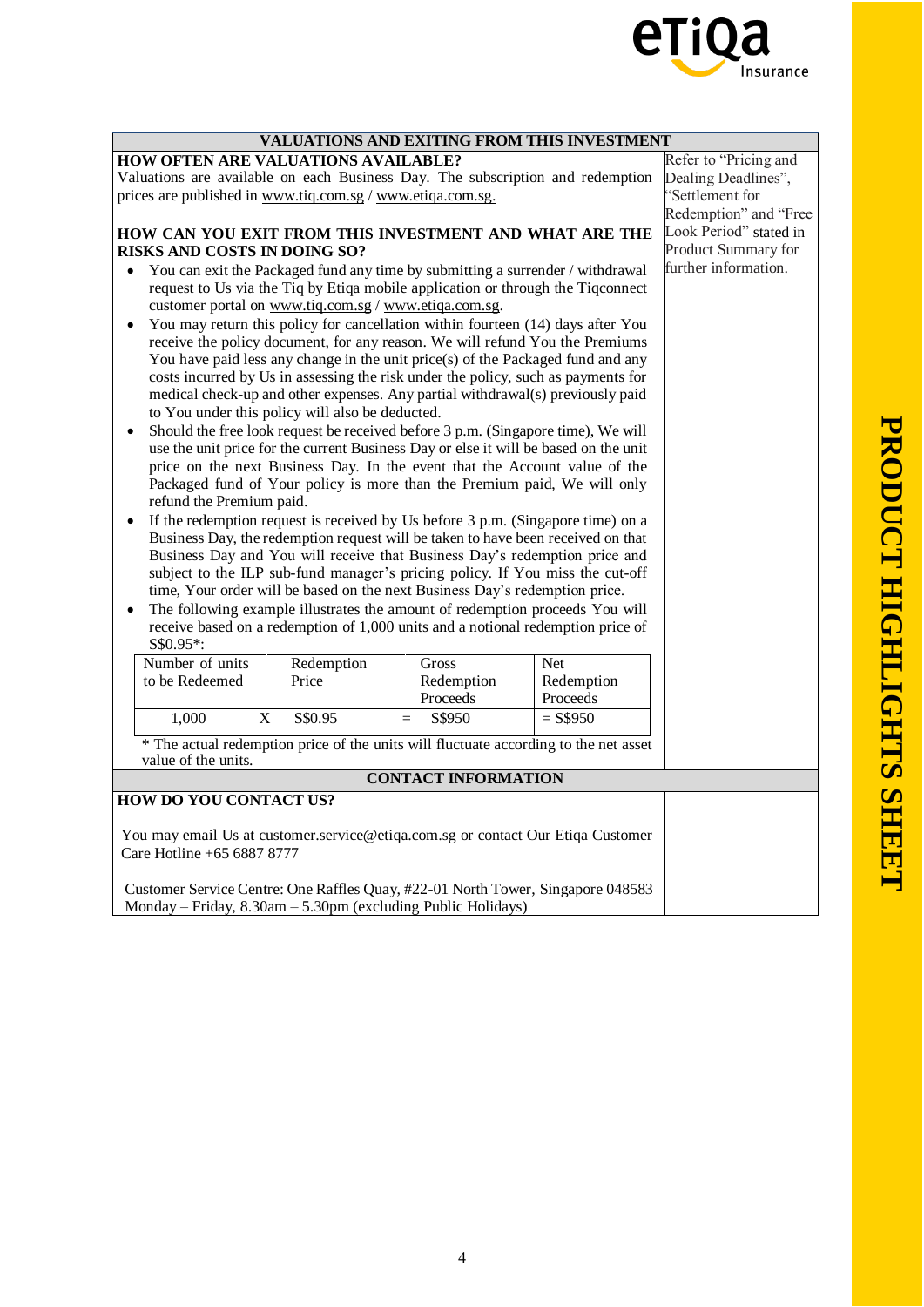## VALUATIONS AND EXITING FROM THIS INVESTMENT

### HOW OFTEN ARE VALUATIONS AVAILABLE?

Valuations are available on each Business Day. The subscription and redemption prices are published in www.tiq.com.sg / www.etiqa.com.sg.

### HOW CAN YOU EXIT FROM THIS INVESTMENT AND WHAT ARE THE RISKS AND COSTS IN DOING SO?

- You can exit the Packaged fund any time by submitting a surrender / withdrawal request to Us via the Tiq by Etiqa mobile application or through the Tiqconnect customer portal on www.tiq.com.sg / www.etiqa.com.sg.
- You may return this policy for cancellation within fourteen (14) days after You receive the policy document, for any reason. We will refund You the Premiums You have paid less any change in the unit price(s) of the Packaged fund and any costs incurred by Us in assessing the risk under the policy, such as payments for medical check-up and other expenses. Any partial withdrawal(s) previously paid to You under this policy will also be deducted.
- Should the free look request be received before 3 p.m. (Singapore time), We will use the unit price for the current Business Day or else it will be based on the unit price on the next Business Day. In the event that the Account value of the Packaged fund of Your policy is more than the Premium paid, We will only refund the Premium paid.
- If the redemption request is received by Us before 3 p.m. (Singapore time) on a Business Day, the redemption request will be taken to have been received on that Business Day and You will receive that Business Day's redemption price and subject to the ILP sub-fund manager's pricing policy. If You miss the cut-off time, Your order will be based on the next Business Day's redemption price.
- The following example illustrates the amount of redemption proceeds You will receive based on a redemption of 1,000 units and a notional redemption price of S$0.95*:

| Number of units to be Redeemed | | Redemption Price | | Gross Redemption Proceeds | Net Redemption Proceeds |
|---|---|---|---|---|---|
| 1,000 | X | S$0.95 | = | S$950 | = S$950 |

\* The actual redemption price of the units will fluctuate according to the net asset value of the units.

Refer to "Pricing and Dealing Deadlines", "Settlement for Redemption" and "Free Look Period" stated in Product Summary for further information.

## CONTACT INFORMATION

### HOW DO YOU CONTACT US?

You may email Us at customer.service@etiqa.com.sg or contact Our Etiqa Customer Care Hotline +65 6887 8777

Customer Service Centre: One Raffles Quay, #22-01 North Tower, Singapore 048583
Monday – Friday, 8.30am – 5.30pm (excluding Public Holidays)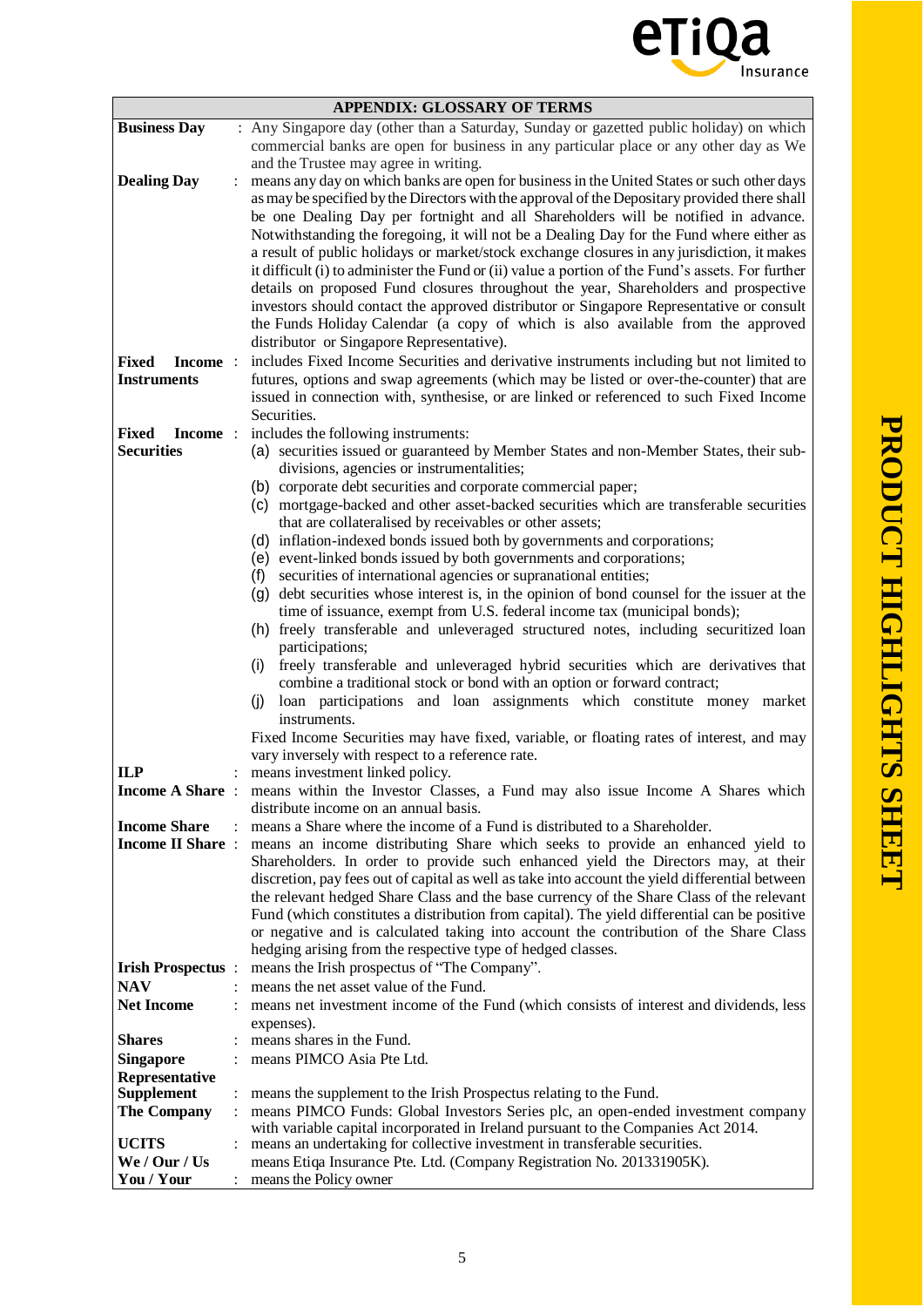## APPENDIX: GLOSSARY OF TERMS

| | |
|---|---|
| **Business Day** | Any Singapore day (other than a Saturday, Sunday or gazetted public holiday) on which commercial banks are open for business in any particular place or any other day as We and the Trustee may agree in writing. |
| **Dealing Day** | means any day on which banks are open for business in the United States or such other days as may be specified by the Directors with the approval of the Depositary provided there shall be one Dealing Day per fortnight and all Shareholders will be notified in advance. Notwithstanding the foregoing, it will not be a Dealing Day for the Fund where either as a result of public holidays or market/stock exchange closures in any jurisdiction, it makes it difficult (i) to administer the Fund or (ii) value a portion of the Fund's assets. For further details on proposed Fund closures throughout the year, Shareholders and prospective investors should contact the approved distributor or Singapore Representative or consult the Funds Holiday Calendar (a copy of which is also available from the approved distributor or Singapore Representative). |
| **Fixed Income Instruments** | includes Fixed Income Securities and derivative instruments including but not limited to futures, options and swap agreements (which may be listed or over-the-counter) that are issued in connection with, synthesise, or are linked or referenced to such Fixed Income Securities. |
| **Fixed Income Securities** | includes the following instruments:<br>(a) securities issued or guaranteed by Member States and non-Member States, their sub-divisions, agencies or instrumentalities;<br>(b) corporate debt securities and corporate commercial paper;<br>(c) mortgage-backed and other asset-backed securities which are transferable securities that are collateralised by receivables or other assets;<br>(d) inflation-indexed bonds issued both by governments and corporations;<br>(e) event-linked bonds issued by both governments and corporations;<br>(f) securities of international agencies or supranational entities;<br>(g) debt securities whose interest is, in the opinion of bond counsel for the issuer at the time of issuance, exempt from U.S. federal income tax (municipal bonds);<br>(h) freely transferable and unleveraged structured notes, including securitized loan participations;<br>(i) freely transferable and unleveraged hybrid securities which are derivatives that combine a traditional stock or bond with an option or forward contract;<br>(j) loan participations and loan assignments which constitute money market instruments.<br>Fixed Income Securities may have fixed, variable, or floating rates of interest, and may vary inversely with respect to a reference rate. |
| **ILP** | means investment linked policy. |
| **Income A Share** | means within the Investor Classes, a Fund may also issue Income A Shares which distribute income on an annual basis. |
| **Income Share** | means a Share where the income of a Fund is distributed to a Shareholder. |
| **Income II Share** | means an income distributing Share which seeks to provide an enhanced yield to Shareholders. In order to provide such enhanced yield the Directors may, at their discretion, pay fees out of capital as well as take into account the yield differential between the relevant hedged Share Class and the base currency of the Share Class of the relevant Fund (which constitutes a distribution from capital). The yield differential can be positive or negative and is calculated taking into account the contribution of the Share Class hedging arising from the respective type of hedged classes. |
| **Irish Prospectus** | means the Irish prospectus of "The Company". |
| **NAV** | means the net asset value of the Fund. |
| **Net Income** | means net investment income of the Fund (which consists of interest and dividends, less expenses). |
| **Shares** | means shares in the Fund. |
| **Singapore Representative** | means PIMCO Asia Pte Ltd. |
| **Supplement** | means the supplement to the Irish Prospectus relating to the Fund. |
| **The Company** | means PIMCO Funds: Global Investors Series plc, an open-ended investment company with variable capital incorporated in Ireland pursuant to the Companies Act 2014. |
| **UCITS** | means an undertaking for collective investment in transferable securities. |
| **We / Our / Us** | means Etiqa Insurance Pte. Ltd. (Company Registration No. 201331905K). |
| **You / Your** | means the Policy owner |